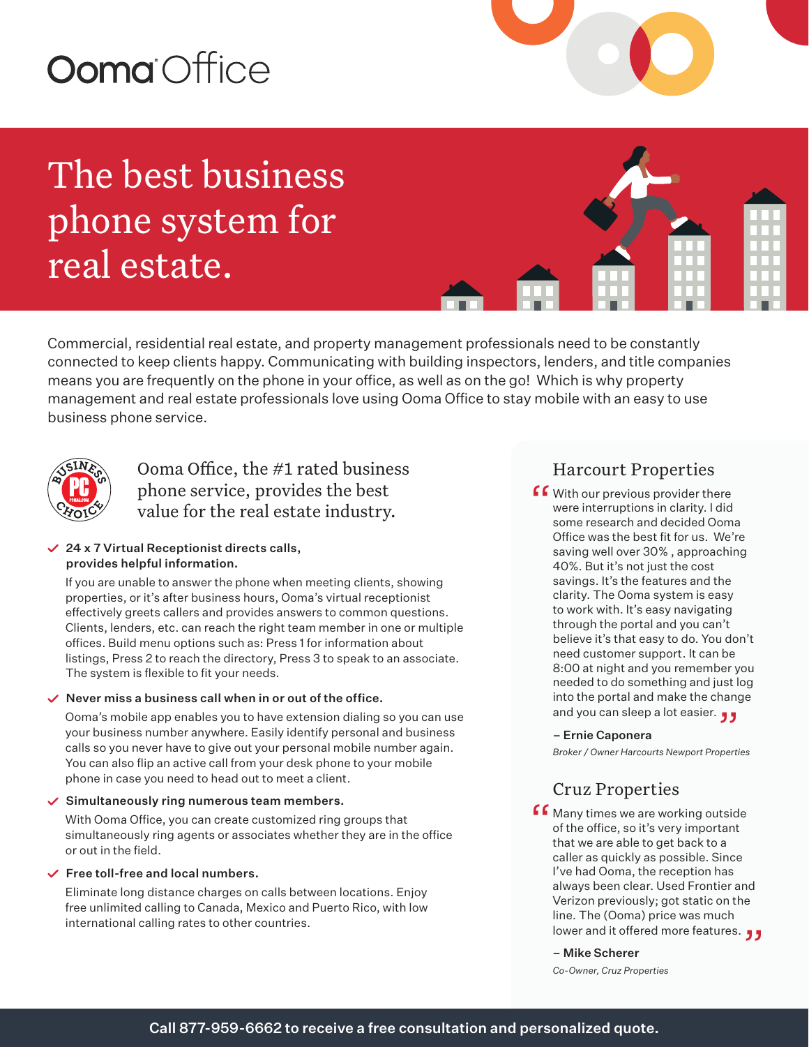Ooma Office

# The best business phone system for real estate.

Commercial, residential real estate, and property management professionals need to be constantly connected to keep clients happy. Communicating with building inspectors, lenders, and title companies means you are frequently on the phone in your office, as well as on the go! Which is why property management and real estate professionals love using Ooma Office to stay mobile with an easy to use business phone service.

## Ooma Office, the #1 rated business phone service, provides the best value for the real estate industry.

- **24 x 7 Virtual Receptionist directs calls, provides helpful information.**

  If you are unable to answer the phone when meeting clients, showing properties, or it's after business hours, Ooma's virtual receptionist effectively greets callers and provides answers to common questions. Clients, lenders, etc. can reach the right team member in one or multiple offices. Build menu options such as: Press 1 for information about listings, Press 2 to reach the directory, Press 3 to speak to an associate. The system is flexible to fit your needs.

- **Never miss a business call when in or out of the office.**

  Ooma's mobile app enables you to have extension dialing so you can use your business number anywhere. Easily identify personal and business calls so you never have to give out your personal mobile number again. You can also flip an active call from your desk phone to your mobile phone in case you need to head out to meet a client.

- **Simultaneously ring numerous team members.**

  With Ooma Office, you can create customized ring groups that simultaneously ring agents or associates whether they are in the office or out in the field.

- **Free toll-free and local numbers.**

  Eliminate long distance charges on calls between locations. Enjoy free unlimited calling to Canada, Mexico and Puerto Rico, with low international calling rates to other countries.

### Harcourt Properties

"With our previous provider there were interruptions in clarity. I did some research and decided Ooma Office was the best fit for us. We're saving well over 30% , approaching 40%. But it's not just the cost savings. It's the features and the clarity. The Ooma system is easy to work with. It's easy navigating through the portal and you can't believe it's that easy to do. You don't need customer support. It can be 8:00 at night and you remember you needed to do something and just log into the portal and make the change and you can sleep a lot easier."

**– Ernie Caponera**

*Broker / Owner Harcourts Newport Properties*

### Cruz Properties

"Many times we are working outside of the office, so it's very important that we are able to get back to a caller as quickly as possible. Since I've had Ooma, the reception has always been clear. Used Frontier and Verizon previously; got static on the line. The (Ooma) price was much lower and it offered more features."

**– Mike Scherer**

*Co-Owner, Cruz Properties*

**Call 877-959-6662 to receive a free consultation and personalized quote.**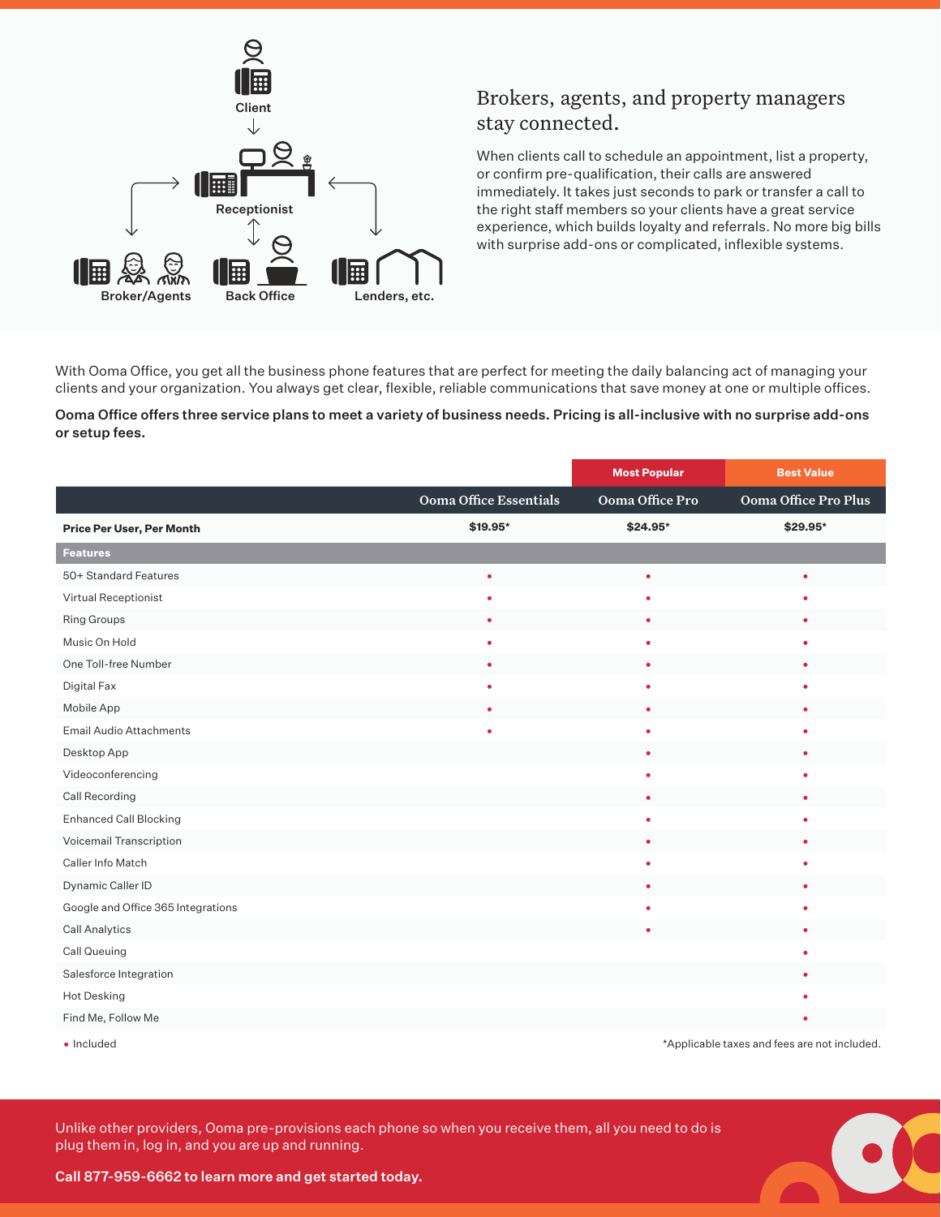Client

Receptionist

Broker/Agents

Back Office

Lenders, etc.

## Brokers, agents, and property managers stay connected.

When clients call to schedule an appointment, list a property, or confirm pre-qualification, their calls are answered immediately. It takes just seconds to park or transfer a call to the right staff members so your clients have a great service experience, which builds loyalty and referrals. No more big bills with surprise add-ons or complicated, inflexible systems.

With Ooma Office, you get all the business phone features that are perfect for meeting the daily balancing act of managing your clients and your organization. You always get clear, flexible, reliable communications that save money at one or multiple offices.

**Ooma Office offers three service plans to meet a variety of business needs. Pricing is all-inclusive with no surprise add-ons or setup fees.**

| | | Most Popular | Best Value |
|---|---|---|---|
| | **Ooma Office Essentials** | **Ooma Office Pro** | **Ooma Office Pro Plus** |
| **Price Per User, Per Month** | **$19.95*** | **$24.95*** | **$29.95*** |
| **Features** | | | |
| 50+ Standard Features | • | • | • |
| Virtual Receptionist | • | • | • |
| Ring Groups | • | • | • |
| Music On Hold | • | • | • |
| One Toll-free Number | • | • | • |
| Digital Fax | • | • | • |
| Mobile App | • | • | • |
| Email Audio Attachments | • | • | • |
| Desktop App | | • | • |
| Videoconferencing | | • | • |
| Call Recording | | • | • |
| Enhanced Call Blocking | | • | • |
| Voicemail Transcription | | • | • |
| Caller Info Match | | • | • |
| Dynamic Caller ID | | • | • |
| Google and Office 365 Integrations | | • | • |
| Call Analytics | | • | • |
| Call Queuing | | | • |
| Salesforce Integration | | | • |
| Hot Desking | | | • |
| Find Me, Follow Me | | | • |

• Included

*Applicable taxes and fees are not included.

Unlike other providers, Ooma pre-provisions each phone so when you receive them, all you need to do is plug them in, log in, and you are up and running.

**Call 877-959-6662 to learn more and get started today.**